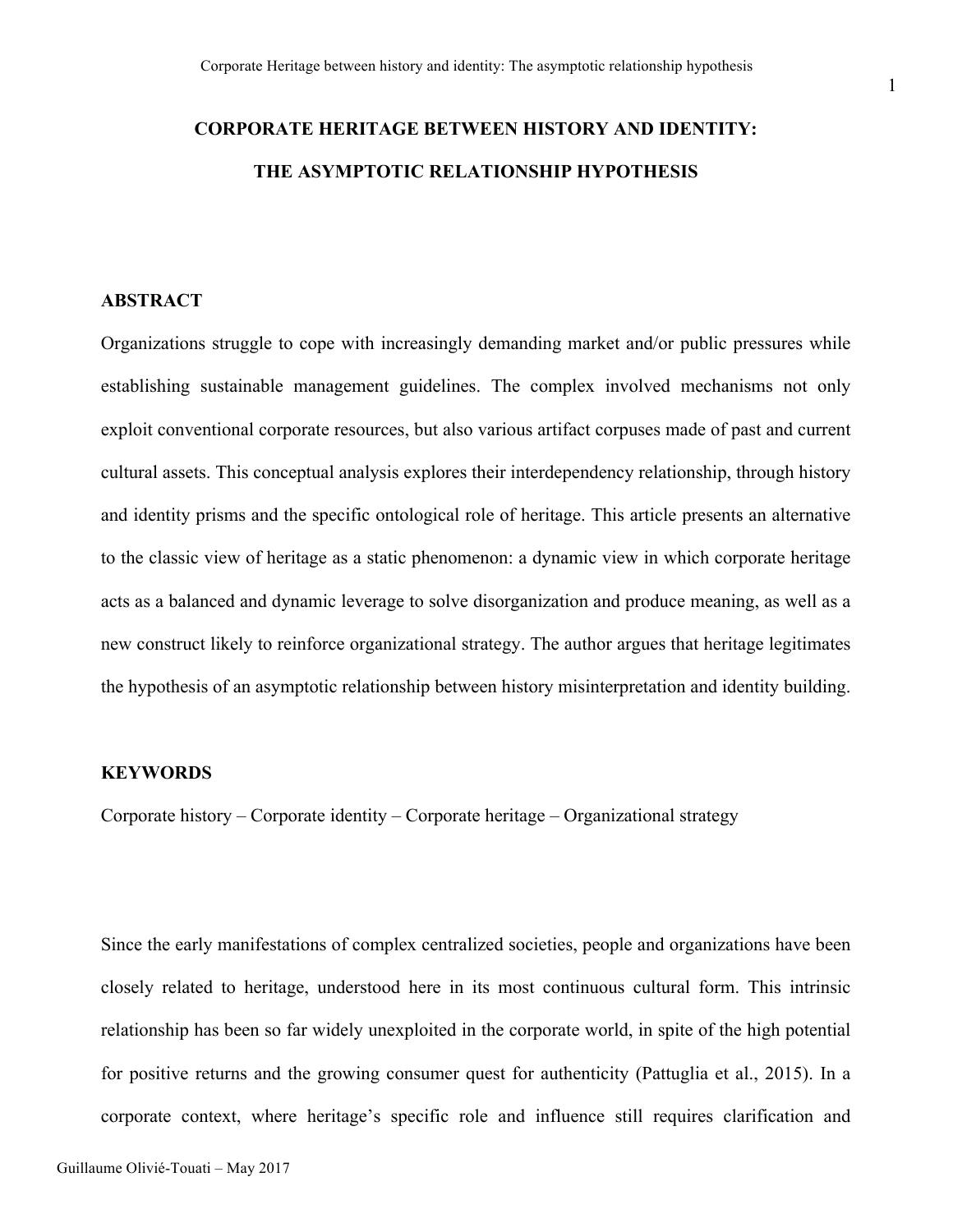# CORPORATE HERITAGE BETWEEN HISTORY AND IDENTITY: THE ASYMPTOTIC RELATIONSHIP HYPOTHESIS

## ABSTRACT

Organizations struggle to cope with increasingly demanding market and/or public pressures while establishing sustainable management guidelines. The complex involved mechanisms not only exploit conventional corporate resources, but also various artifact corpuses made of past and current cultural assets. This conceptual analysis explores their interdependency relationship, through history and identity prisms and the specific ontological role of heritage. This article presents an alternative to the classic view of heritage as a static phenomenon: a dynamic view in which corporate heritage acts as a balanced and dynamic leverage to solve disorganization and produce meaning, as well as a new construct likely to reinforce organizational strategy. The author argues that heritage legitimates the hypothesis of an asymptotic relationship between history misinterpretation and identity building.

## KEYWORDS

Corporate history – Corporate identity – Corporate heritage – Organizational strategy

Since the early manifestations of complex centralized societies, people and organizations have been closely related to heritage, understood here in its most continuous cultural form. This intrinsic relationship has been so far widely unexploited in the corporate world, in spite of the high potential for positive returns and the growing consumer quest for authenticity (Pattuglia et al., 2015). In a corporate context, where heritage's specific role and influence still requires clarification and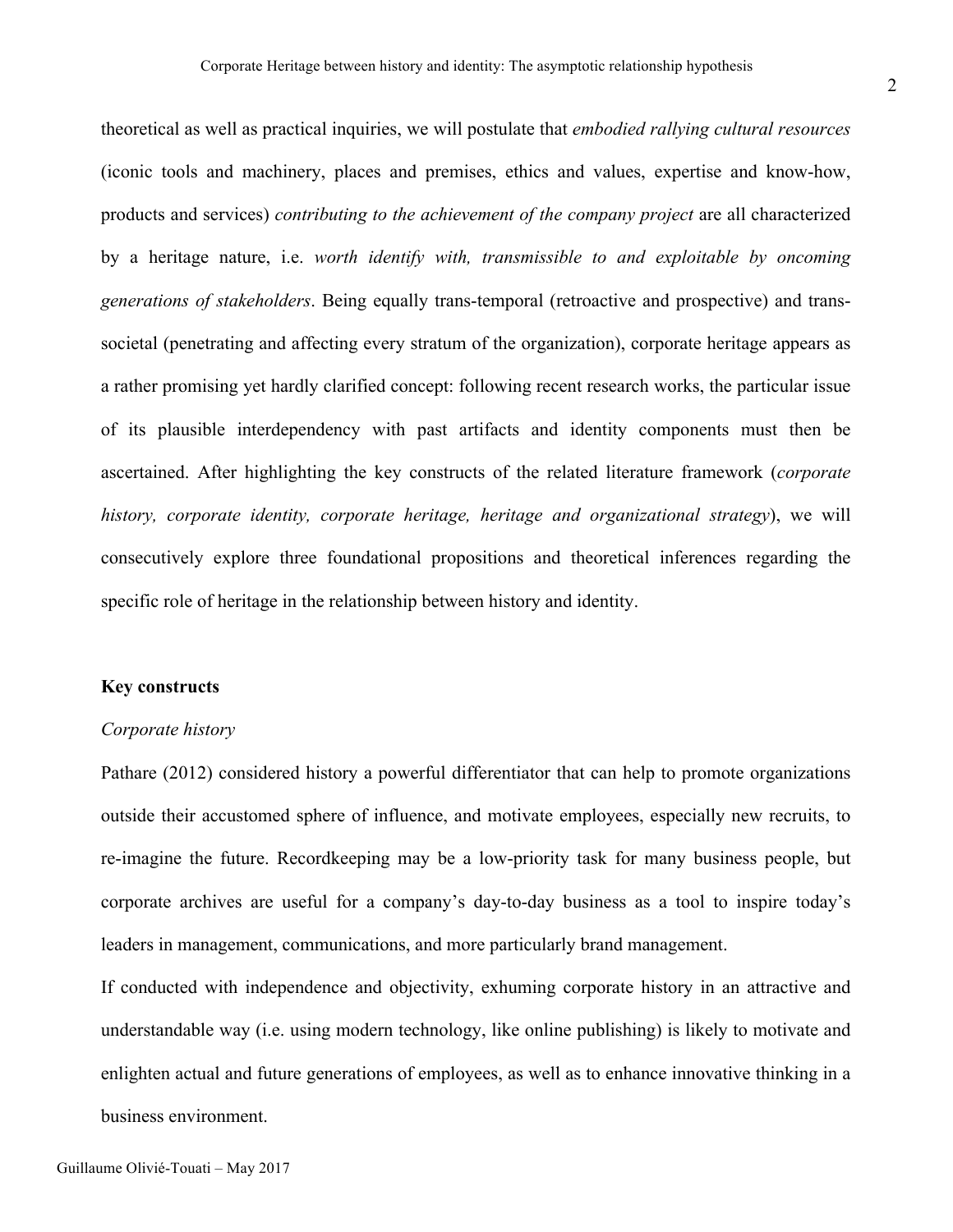theoretical as well as practical inquiries, we will postulate that *embodied rallying cultural resources* (iconic tools and machinery, places and premises, ethics and values, expertise and know-how, products and services) *contributing to the achievement of the company project* are all characterized by a heritage nature, i.e. *worth identify with, transmissible to and exploitable by oncoming generations of stakeholders*. Being equally trans-temporal (retroactive and prospective) and trans-societal (penetrating and affecting every stratum of the organization), corporate heritage appears as a rather promising yet hardly clarified concept: following recent research works, the particular issue of its plausible interdependency with past artifacts and identity components must then be ascertained. After highlighting the key constructs of the related literature framework (*corporate history, corporate identity, corporate heritage, heritage and organizational strategy*), we will consecutively explore three foundational propositions and theoretical inferences regarding the specific role of heritage in the relationship between history and identity.

## Key constructs

### *Corporate history*

Pathare (2012) considered history a powerful differentiator that can help to promote organizations outside their accustomed sphere of influence, and motivate employees, especially new recruits, to re-imagine the future. Recordkeeping may be a low-priority task for many business people, but corporate archives are useful for a company's day-to-day business as a tool to inspire today's leaders in management, communications, and more particularly brand management.

If conducted with independence and objectivity, exhuming corporate history in an attractive and understandable way (i.e. using modern technology, like online publishing) is likely to motivate and enlighten actual and future generations of employees, as well as to enhance innovative thinking in a business environment.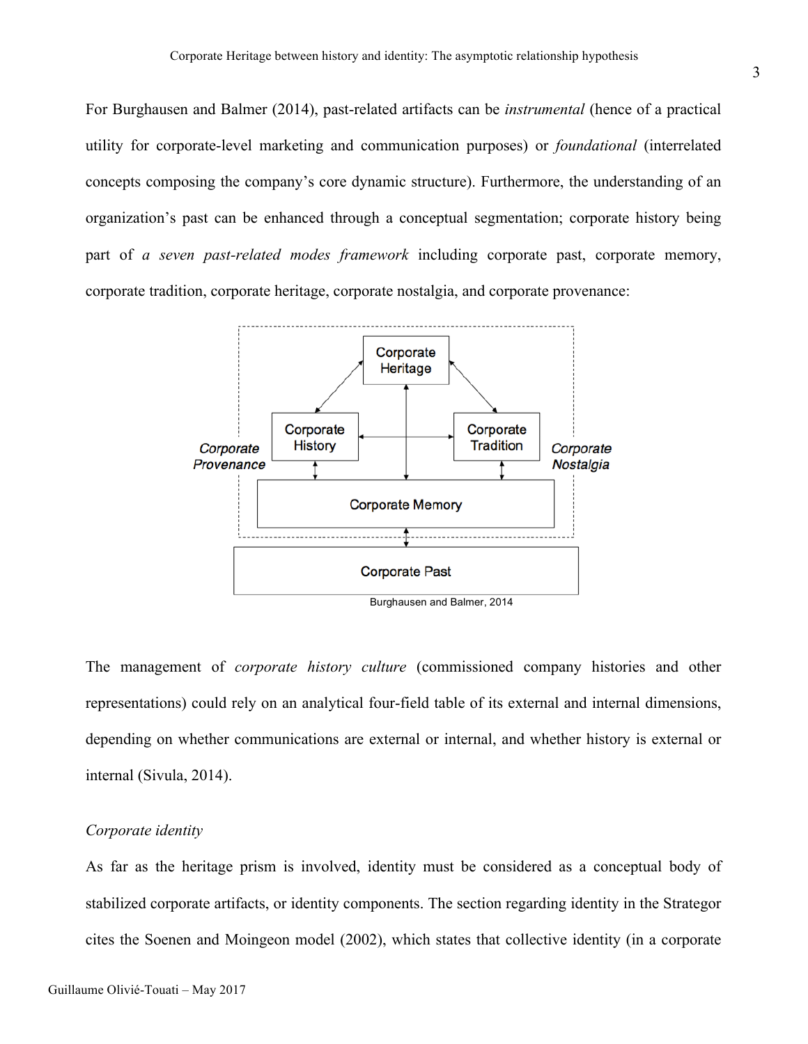For Burghausen and Balmer (2014), past-related artifacts can be *instrumental* (hence of a practical utility for corporate-level marketing and communication purposes) or *foundational* (interrelated concepts composing the company's core dynamic structure). Furthermore, the understanding of an organization's past can be enhanced through a conceptual segmentation; corporate history being part of *a seven past-related modes framework* including corporate past, corporate memory, corporate tradition, corporate heritage, corporate nostalgia, and corporate provenance:

Burghausen and Balmer, 2014

The management of *corporate history culture* (commissioned company histories and other representations) could rely on an analytical four-field table of its external and internal dimensions, depending on whether communications are external or internal, and whether history is external or internal (Sivula, 2014).

*Corporate identity*

As far as the heritage prism is involved, identity must be considered as a conceptual body of stabilized corporate artifacts, or identity components. The section regarding identity in the Strategor cites the Soenen and Moingeon model (2002), which states that collective identity (in a corporate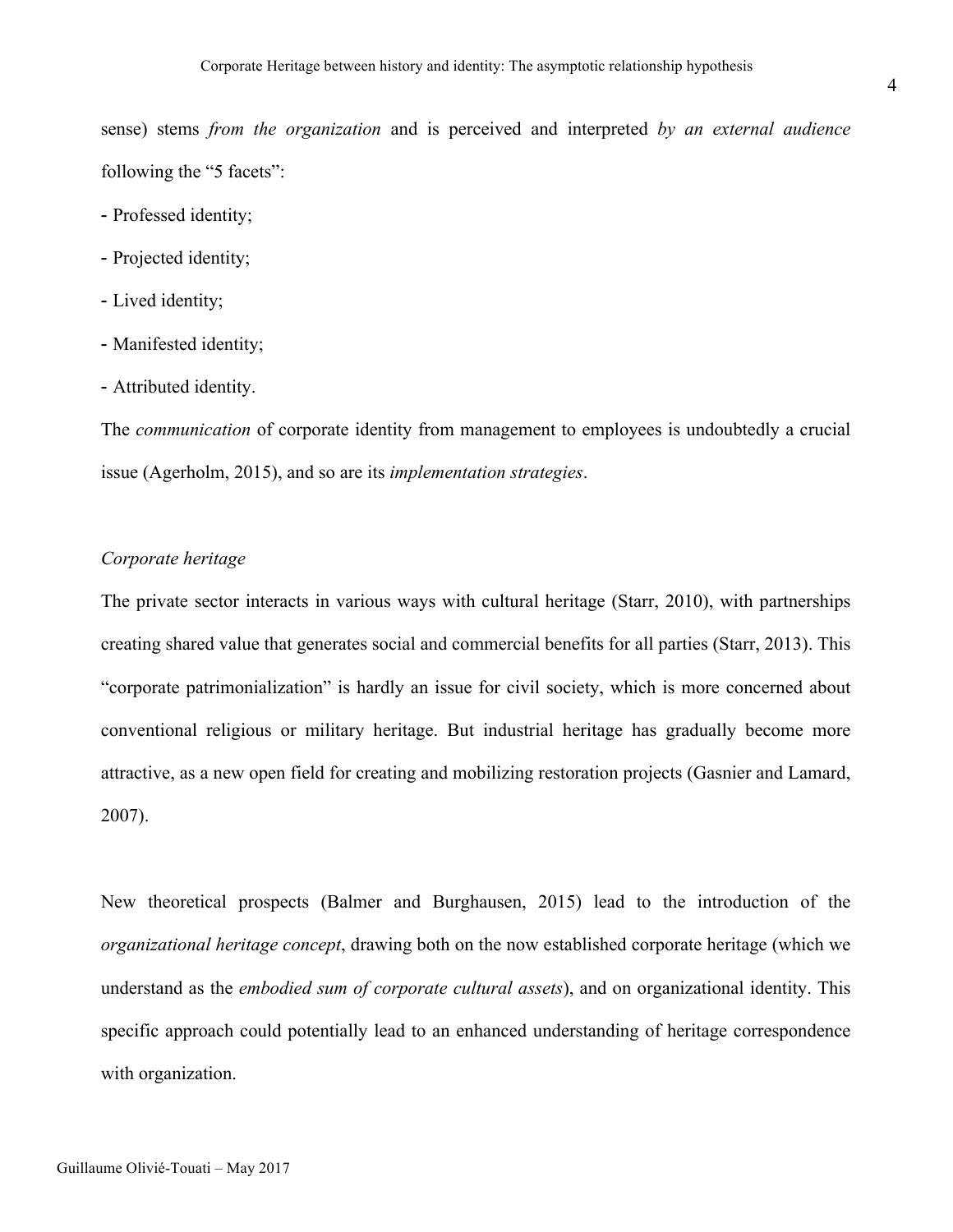sense) stems *from the organization* and is perceived and interpreted *by an external audience* following the "5 facets":

- Professed identity;
- Projected identity;
- Lived identity;
- Manifested identity;
- Attributed identity.

The *communication* of corporate identity from management to employees is undoubtedly a crucial issue (Agerholm, 2015), and so are its *implementation strategies*.

*Corporate heritage*

The private sector interacts in various ways with cultural heritage (Starr, 2010), with partnerships creating shared value that generates social and commercial benefits for all parties (Starr, 2013). This "corporate patrimonialization" is hardly an issue for civil society, which is more concerned about conventional religious or military heritage. But industrial heritage has gradually become more attractive, as a new open field for creating and mobilizing restoration projects (Gasnier and Lamard, 2007).

New theoretical prospects (Balmer and Burghausen, 2015) lead to the introduction of the *organizational heritage concept*, drawing both on the now established corporate heritage (which we understand as the *embodied sum of corporate cultural assets*), and on organizational identity. This specific approach could potentially lead to an enhanced understanding of heritage correspondence with organization.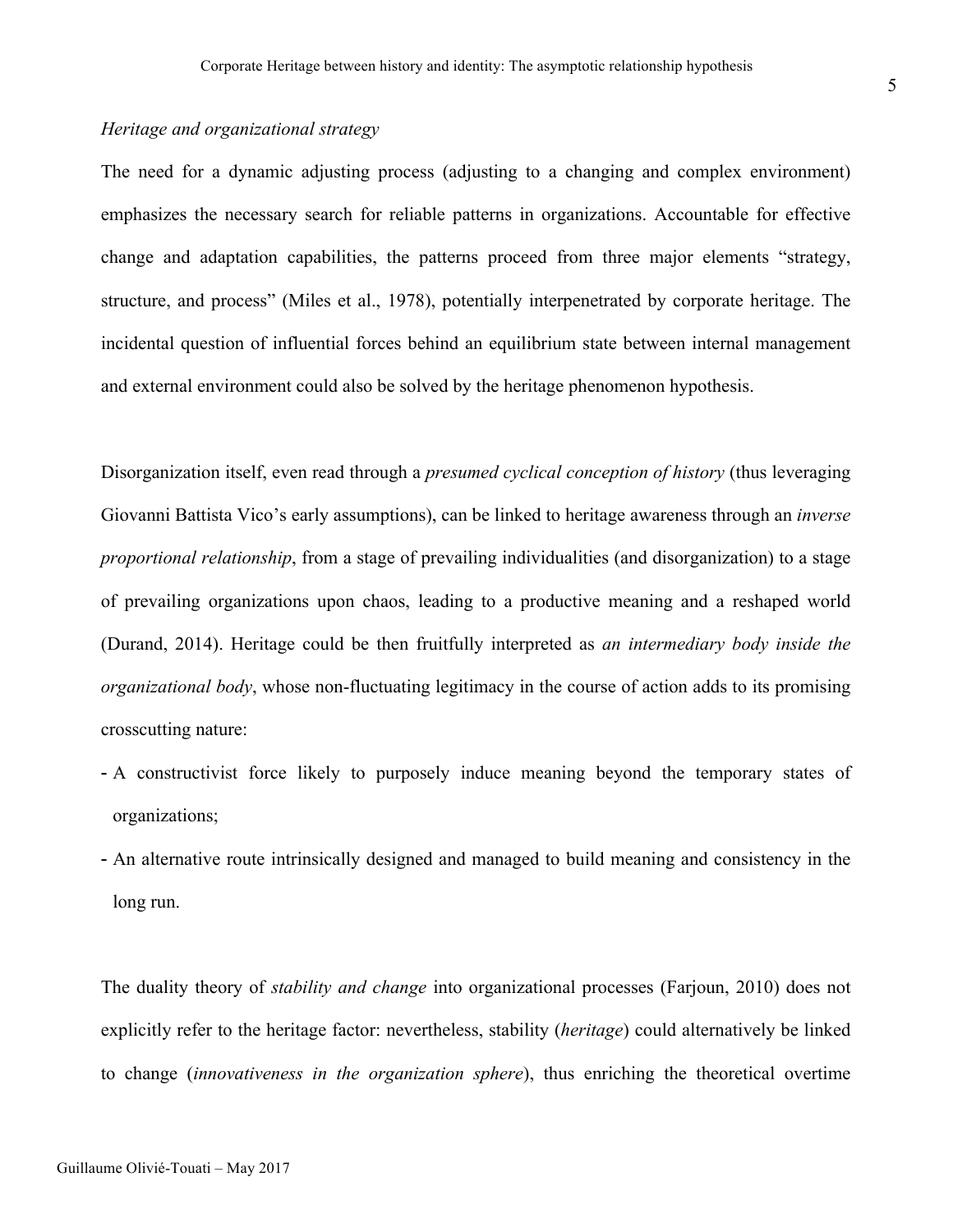*Heritage and organizational strategy*

The need for a dynamic adjusting process (adjusting to a changing and complex environment) emphasizes the necessary search for reliable patterns in organizations. Accountable for effective change and adaptation capabilities, the patterns proceed from three major elements "strategy, structure, and process" (Miles et al., 1978), potentially interpenetrated by corporate heritage. The incidental question of influential forces behind an equilibrium state between internal management and external environment could also be solved by the heritage phenomenon hypothesis.

Disorganization itself, even read through a *presumed cyclical conception of history* (thus leveraging Giovanni Battista Vico's early assumptions), can be linked to heritage awareness through an *inverse proportional relationship*, from a stage of prevailing individualities (and disorganization) to a stage of prevailing organizations upon chaos, leading to a productive meaning and a reshaped world (Durand, 2014). Heritage could be then fruitfully interpreted as *an intermediary body inside the organizational body*, whose non-fluctuating legitimacy in the course of action adds to its promising crosscutting nature:

- A constructivist force likely to purposely induce meaning beyond the temporary states of organizations;
- An alternative route intrinsically designed and managed to build meaning and consistency in the long run.

The duality theory of *stability and change* into organizational processes (Farjoun, 2010) does not explicitly refer to the heritage factor: nevertheless, stability (*heritage*) could alternatively be linked to change (*innovativeness in the organization sphere*), thus enriching the theoretical overtime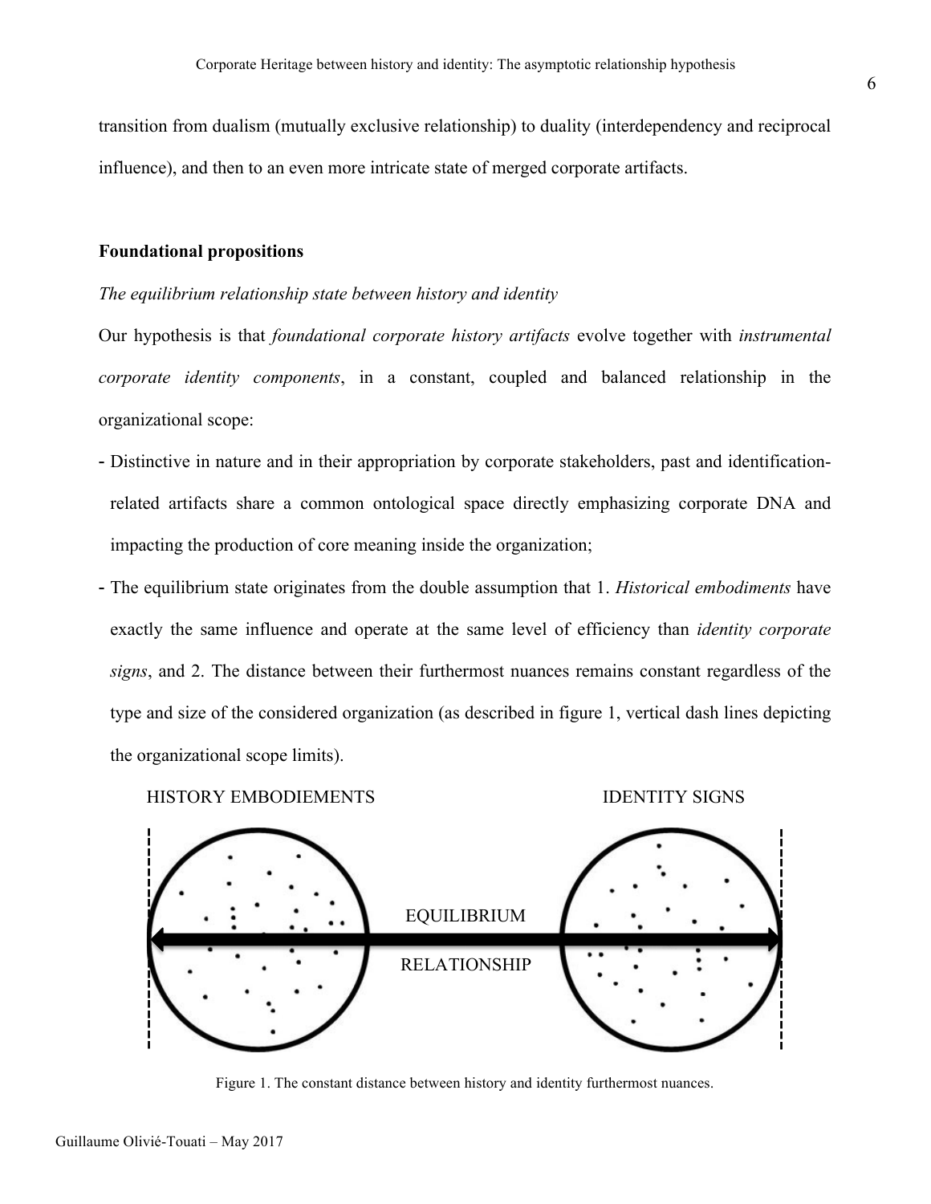transition from dualism (mutually exclusive relationship) to duality (interdependency and reciprocal influence), and then to an even more intricate state of merged corporate artifacts.

**Foundational propositions**

*The equilibrium relationship state between history and identity*

Our hypothesis is that *foundational corporate history artifacts* evolve together with *instrumental corporate identity components*, in a constant, coupled and balanced relationship in the organizational scope:

- Distinctive in nature and in their appropriation by corporate stakeholders, past and identification-related artifacts share a common ontological space directly emphasizing corporate DNA and impacting the production of core meaning inside the organization;
- The equilibrium state originates from the double assumption that 1. *Historical embodiments* have exactly the same influence and operate at the same level of efficiency than *identity corporate signs*, and 2. The distance between their furthermost nuances remains constant regardless of the type and size of the considered organization (as described in figure 1, vertical dash lines depicting the organizational scope limits).

HISTORY EMBODIEMENTS — EQUILIBRIUM RELATIONSHIP — IDENTITY SIGNS

Figure 1. The constant distance between history and identity furthermost nuances.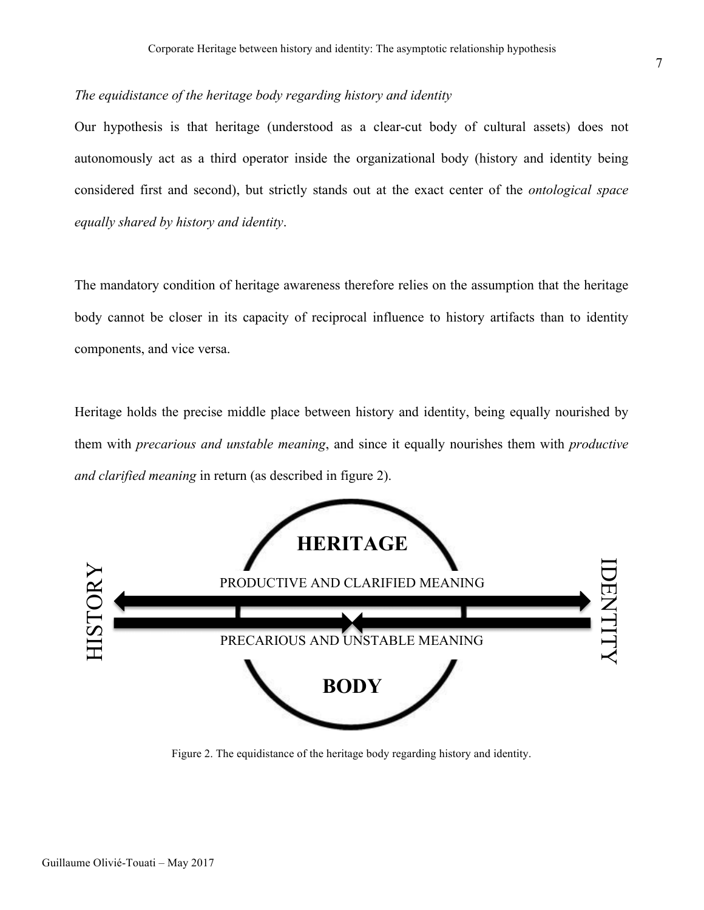*The equidistance of the heritage body regarding history and identity*

Our hypothesis is that heritage (understood as a clear-cut body of cultural assets) does not autonomously act as a third operator inside the organizational body (history and identity being considered first and second), but strictly stands out at the exact center of the *ontological space equally shared by history and identity*.

The mandatory condition of heritage awareness therefore relies on the assumption that the heritage body cannot be closer in its capacity of reciprocal influence to history artifacts than to identity components, and vice versa.

Heritage holds the precise middle place between history and identity, being equally nourished by them with *precarious and unstable meaning*, and since it equally nourishes them with *productive and clarified meaning* in return (as described in figure 2).

Figure 2. The equidistance of the heritage body regarding history and identity.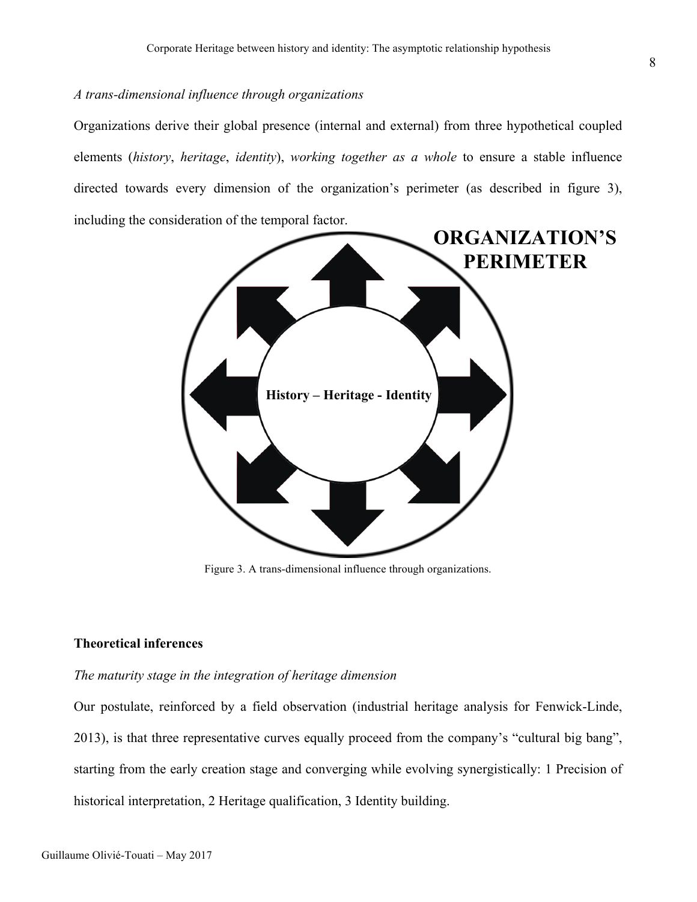*A trans-dimensional influence through organizations*

Organizations derive their global presence (internal and external) from three hypothetical coupled elements (*history*, *heritage*, *identity*), *working together as a whole* to ensure a stable influence directed towards every dimension of the organization's perimeter (as described in figure 3), including the consideration of the temporal factor.

**ORGANIZATION'S PERIMETER**

**History – Heritage - Identity**

Figure 3. A trans-dimensional influence through organizations.

**Theoretical inferences**

*The maturity stage in the integration of heritage dimension*

Our postulate, reinforced by a field observation (industrial heritage analysis for Fenwick-Linde, 2013), is that three representative curves equally proceed from the company's "cultural big bang", starting from the early creation stage and converging while evolving synergistically: 1 Precision of historical interpretation, 2 Heritage qualification, 3 Identity building.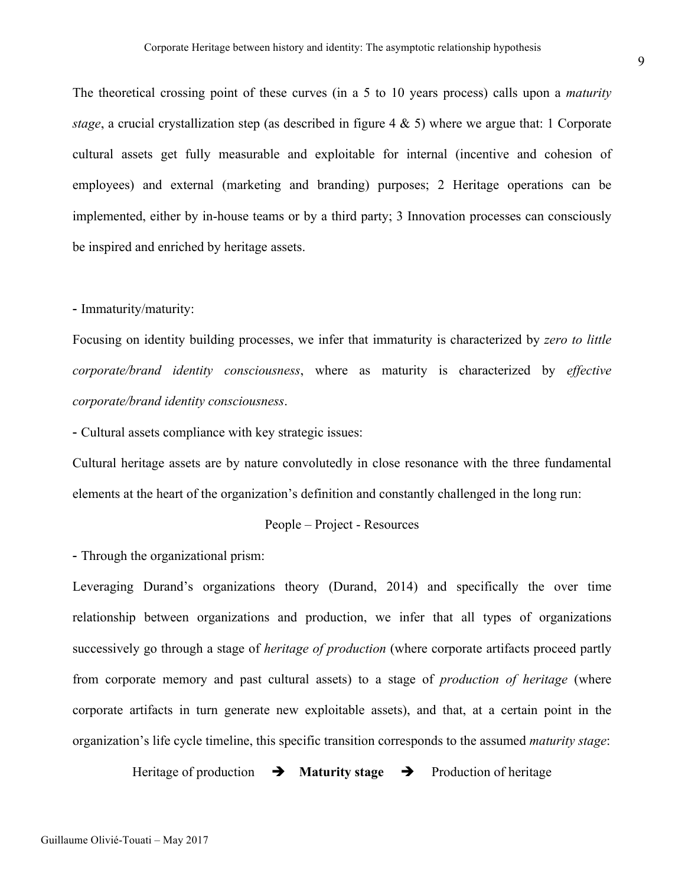The theoretical crossing point of these curves (in a 5 to 10 years process) calls upon a *maturity stage*, a crucial crystallization step (as described in figure 4 & 5) where we argue that: 1 Corporate cultural assets get fully measurable and exploitable for internal (incentive and cohesion of employees) and external (marketing and branding) purposes; 2 Heritage operations can be implemented, either by in-house teams or by a third party; 3 Innovation processes can consciously be inspired and enriched by heritage assets.

- Immaturity/maturity:

Focusing on identity building processes, we infer that immaturity is characterized by *zero to little corporate/brand identity consciousness*, where as maturity is characterized by *effective corporate/brand identity consciousness*.

- Cultural assets compliance with key strategic issues:

Cultural heritage assets are by nature convolutedly in close resonance with the three fundamental elements at the heart of the organization's definition and constantly challenged in the long run:

People – Project - Resources

- Through the organizational prism:

Leveraging Durand's organizations theory (Durand, 2014) and specifically the over time relationship between organizations and production, we infer that all types of organizations successively go through a stage of *heritage of production* (where corporate artifacts proceed partly from corporate memory and past cultural assets) to a stage of *production of heritage* (where corporate artifacts in turn generate new exploitable assets), and that, at a certain point in the organization's life cycle timeline, this specific transition corresponds to the assumed *maturity stage*:

Heritage of production ➔ **Maturity stage** ➔ Production of heritage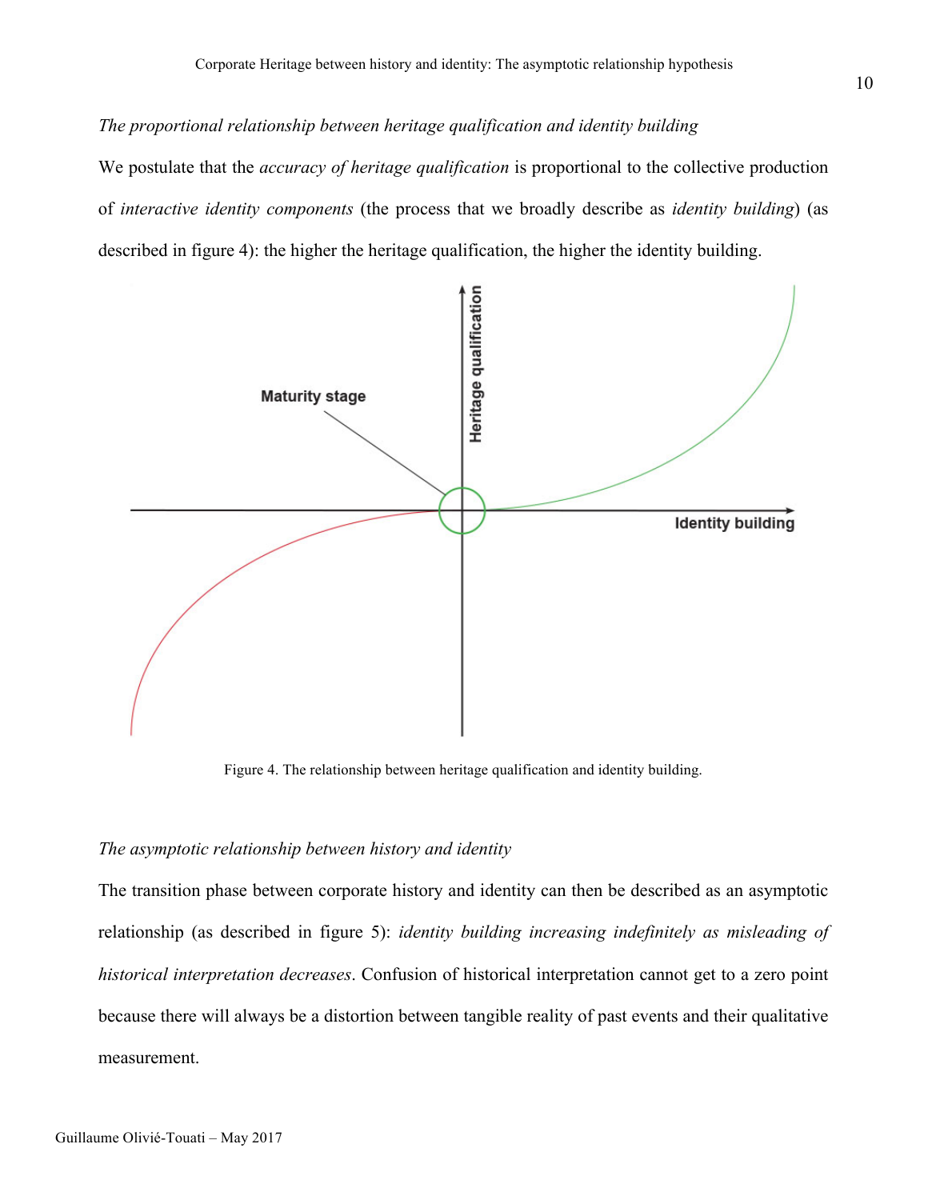*The proportional relationship between heritage qualification and identity building*

We postulate that the *accuracy of heritage qualification* is proportional to the collective production of *interactive identity components* (the process that we broadly describe as *identity building*) (as described in figure 4): the higher the heritage qualification, the higher the identity building.

Figure 4. The relationship between heritage qualification and identity building.

*The asymptotic relationship between history and identity*

The transition phase between corporate history and identity can then be described as an asymptotic relationship (as described in figure 5): *identity building increasing indefinitely as misleading of historical interpretation decreases*. Confusion of historical interpretation cannot get to a zero point because there will always be a distortion between tangible reality of past events and their qualitative measurement.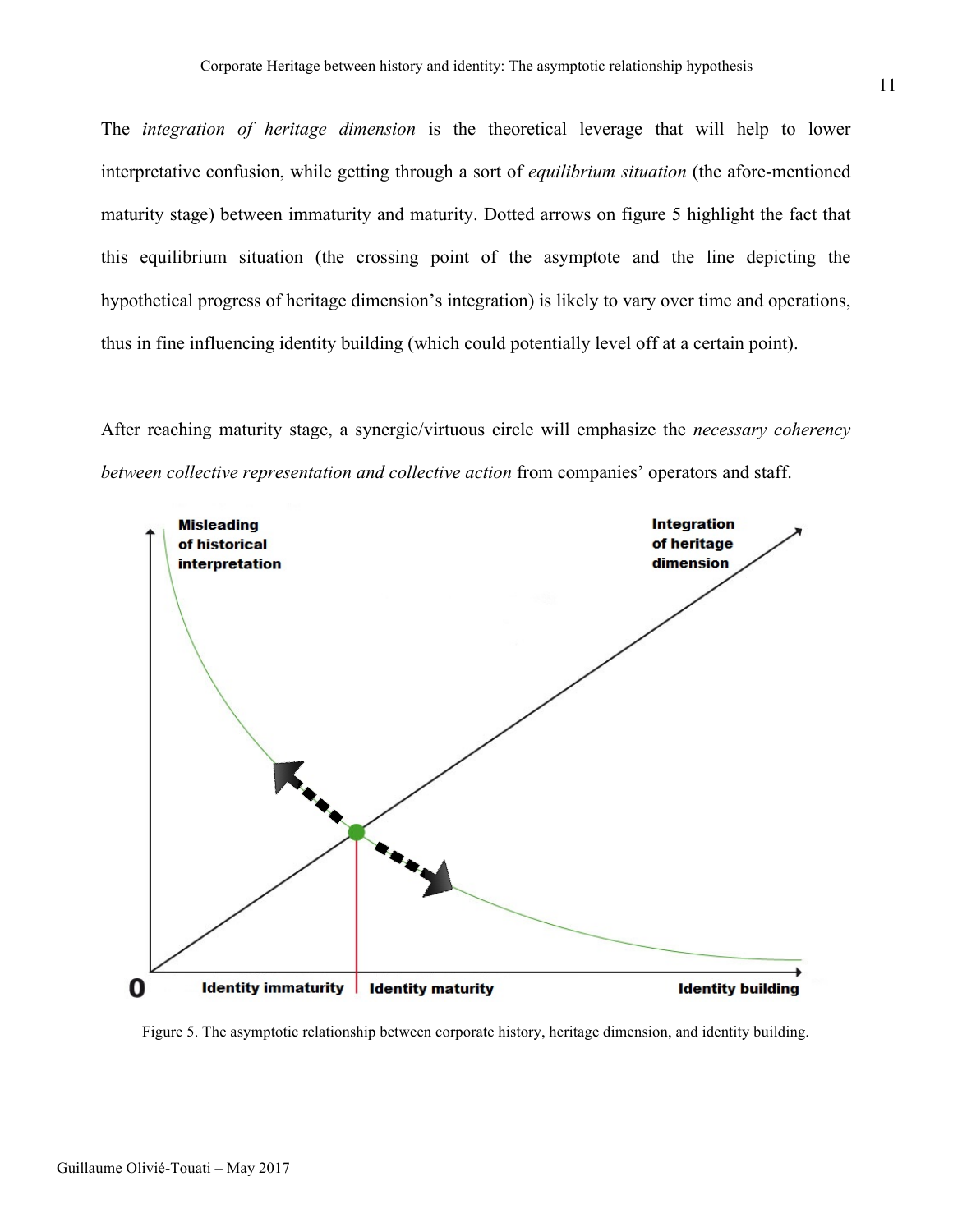The *integration of heritage dimension* is the theoretical leverage that will help to lower interpretative confusion, while getting through a sort of *equilibrium situation* (the afore-mentioned maturity stage) between immaturity and maturity. Dotted arrows on figure 5 highlight the fact that this equilibrium situation (the crossing point of the asymptote and the line depicting the hypothetical progress of heritage dimension's integration) is likely to vary over time and operations, thus in fine influencing identity building (which could potentially level off at a certain point).

After reaching maturity stage, a synergic/virtuous circle will emphasize the *necessary coherency between collective representation and collective action* from companies' operators and staff.

Figure 5. The asymptotic relationship between corporate history, heritage dimension, and identity building.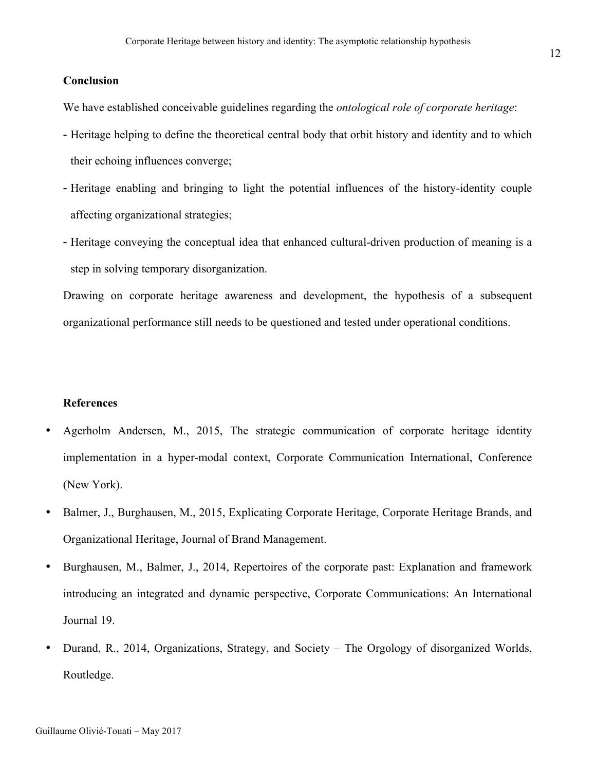## Conclusion

We have established conceivable guidelines regarding the *ontological role of corporate heritage*:

- Heritage helping to define the theoretical central body that orbit history and identity and to which their echoing influences converge;
- Heritage enabling and bringing to light the potential influences of the history-identity couple affecting organizational strategies;
- Heritage conveying the conceptual idea that enhanced cultural-driven production of meaning is a step in solving temporary disorganization.

Drawing on corporate heritage awareness and development, the hypothesis of a subsequent organizational performance still needs to be questioned and tested under operational conditions.

## References

- Agerholm Andersen, M., 2015, The strategic communication of corporate heritage identity implementation in a hyper-modal context, Corporate Communication International, Conference (New York).
- Balmer, J., Burghausen, M., 2015, Explicating Corporate Heritage, Corporate Heritage Brands, and Organizational Heritage, Journal of Brand Management.
- Burghausen, M., Balmer, J., 2014, Repertoires of the corporate past: Explanation and framework introducing an integrated and dynamic perspective, Corporate Communications: An International Journal 19.
- Durand, R., 2014, Organizations, Strategy, and Society – The Orgology of disorganized Worlds, Routledge.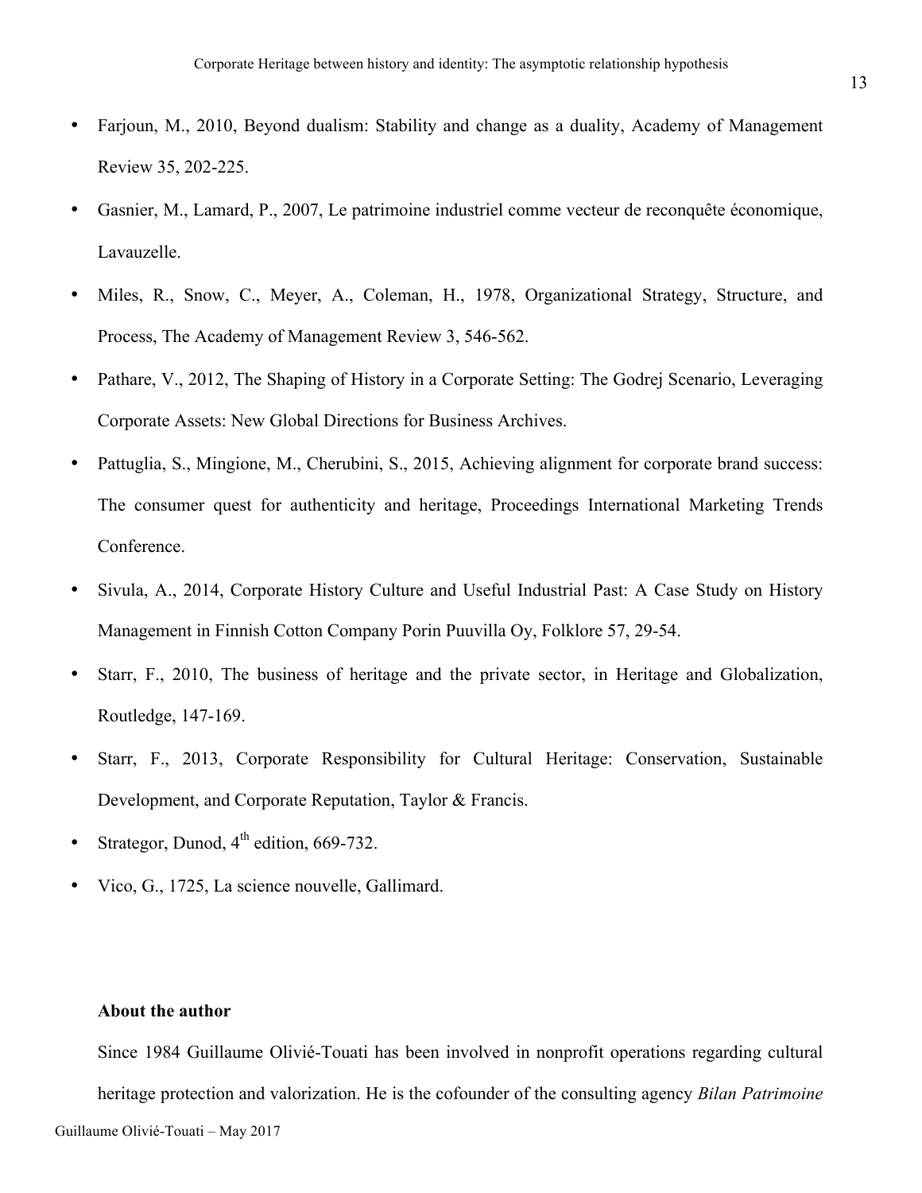- Farjoun, M., 2010, Beyond dualism: Stability and change as a duality, Academy of Management Review 35, 202-225.
- Gasnier, M., Lamard, P., 2007, Le patrimoine industriel comme vecteur de reconquête économique, Lavauzelle.
- Miles, R., Snow, C., Meyer, A., Coleman, H., 1978, Organizational Strategy, Structure, and Process, The Academy of Management Review 3, 546-562.
- Pathare, V., 2012, The Shaping of History in a Corporate Setting: The Godrej Scenario, Leveraging Corporate Assets: New Global Directions for Business Archives.
- Pattuglia, S., Mingione, M., Cherubini, S., 2015, Achieving alignment for corporate brand success: The consumer quest for authenticity and heritage, Proceedings International Marketing Trends Conference.
- Sivula, A., 2014, Corporate History Culture and Useful Industrial Past: A Case Study on History Management in Finnish Cotton Company Porin Puuvilla Oy, Folklore 57, 29-54.
- Starr, F., 2010, The business of heritage and the private sector, in Heritage and Globalization, Routledge, 147-169.
- Starr, F., 2013, Corporate Responsibility for Cultural Heritage: Conservation, Sustainable Development, and Corporate Reputation, Taylor & Francis.
- Strategor, Dunod, 4th edition, 669-732.
- Vico, G., 1725, La science nouvelle, Gallimard.

**About the author**

Since 1984 Guillaume Olivié-Touati has been involved in nonprofit operations regarding cultural heritage protection and valorization. He is the cofounder of the consulting agency *Bilan Patrimoine*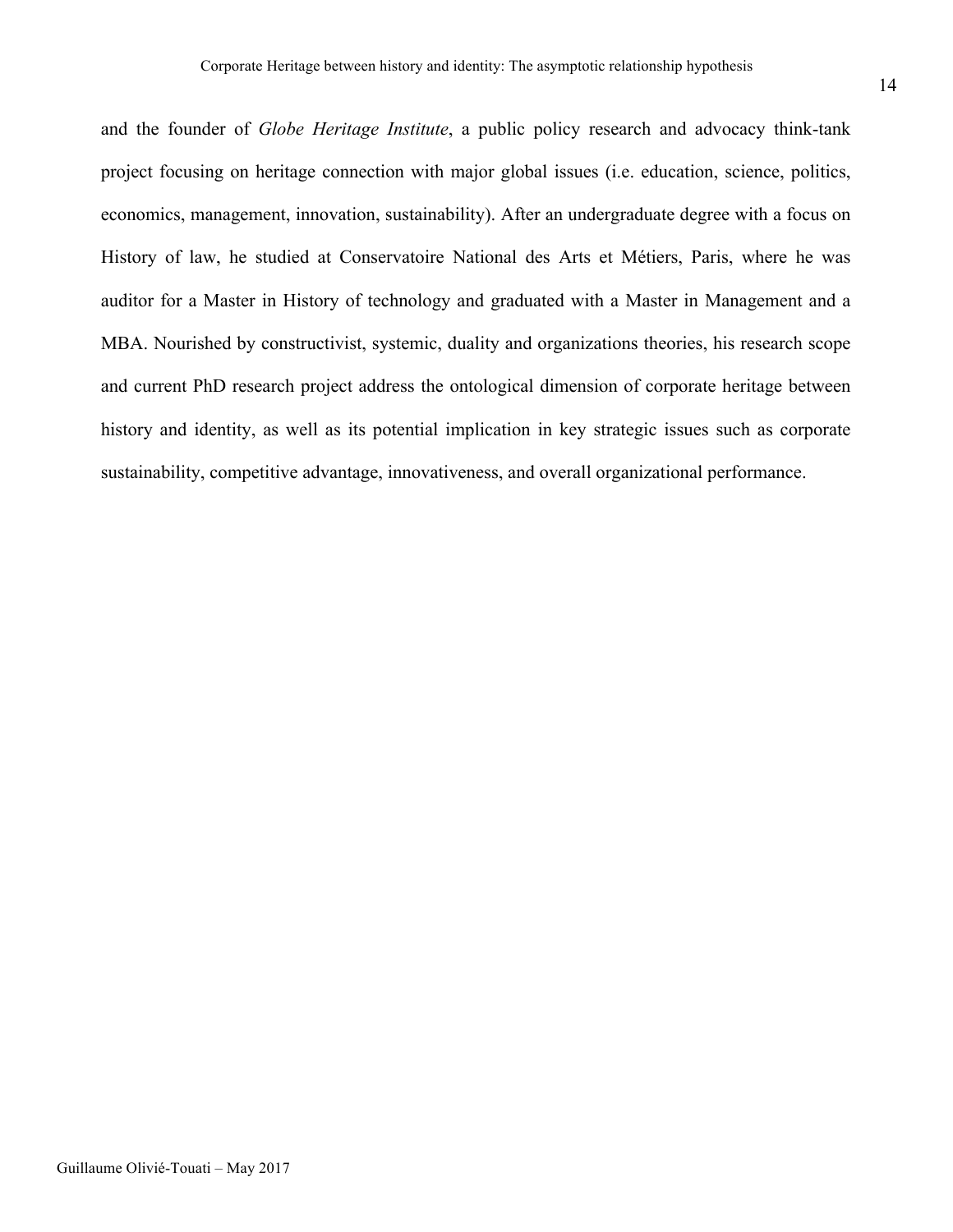and the founder of *Globe Heritage Institute*, a public policy research and advocacy think-tank project focusing on heritage connection with major global issues (i.e. education, science, politics, economics, management, innovation, sustainability). After an undergraduate degree with a focus on History of law, he studied at Conservatoire National des Arts et Métiers, Paris, where he was auditor for a Master in History of technology and graduated with a Master in Management and a MBA. Nourished by constructivist, systemic, duality and organizations theories, his research scope and current PhD research project address the ontological dimension of corporate heritage between history and identity, as well as its potential implication in key strategic issues such as corporate sustainability, competitive advantage, innovativeness, and overall organizational performance.